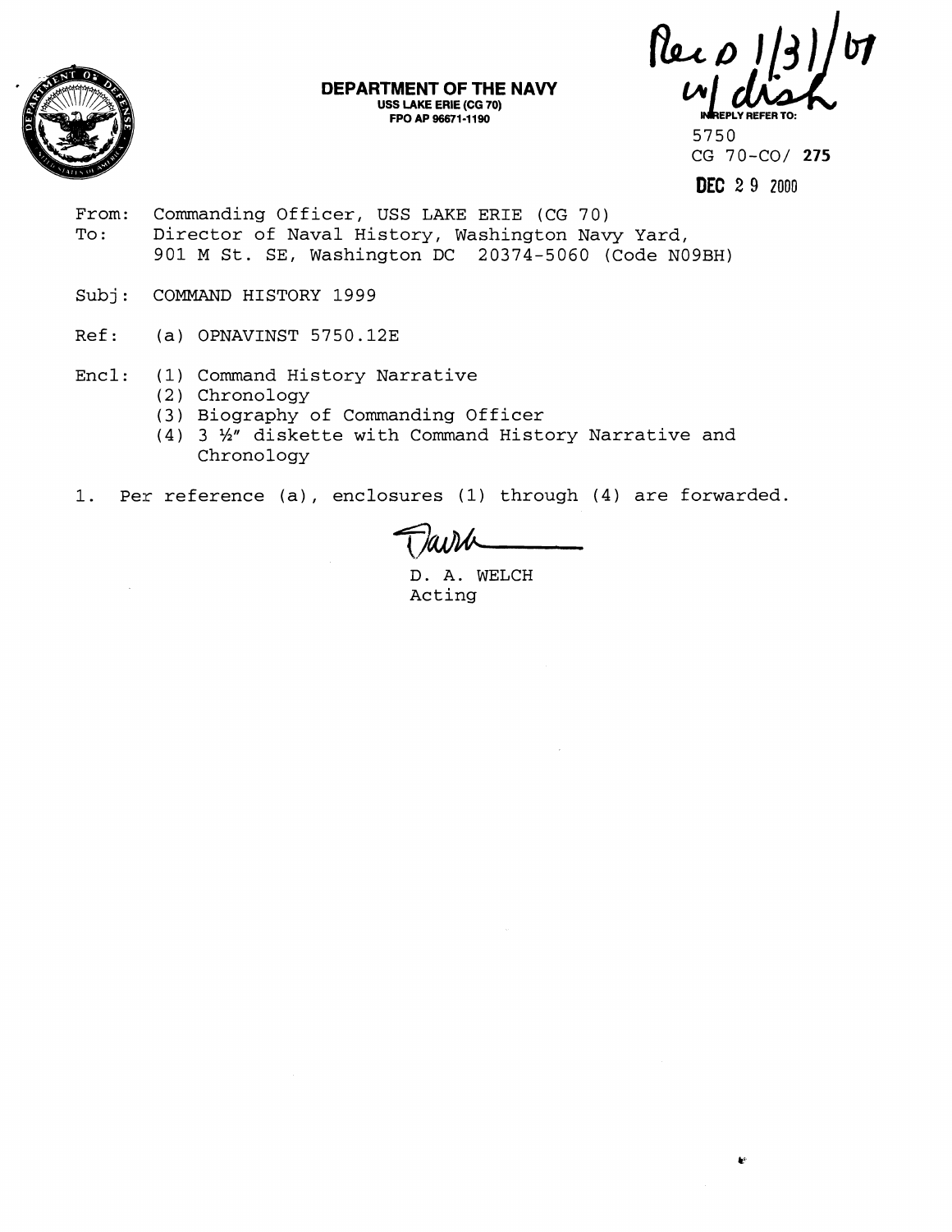**DEPARTMENT OF THE NAVY**
**USS LAKE ERIE (CG 70)**
**FPO AP 96671-1190**

Rec'd 1/31/01 w/ disk

IN REPLY REFER TO:
5750
CG 70-CO/ 275
DEC 29 2000

From: Commanding Officer, USS LAKE ERIE (CG 70)
To: Director of Naval History, Washington Navy Yard, 901 M St. SE, Washington DC 20374-5060 (Code N09BH)

Subj: COMMAND HISTORY 1999

Ref: (a) OPNAVINST 5750.12E

Encl: (1) Command History Narrative
(2) Chronology
(3) Biography of Commanding Officer
(4) 3 ½" diskette with Command History Narrative and Chronology

1. Per reference (a), enclosures (1) through (4) are forwarded.

D. A. WELCH
Acting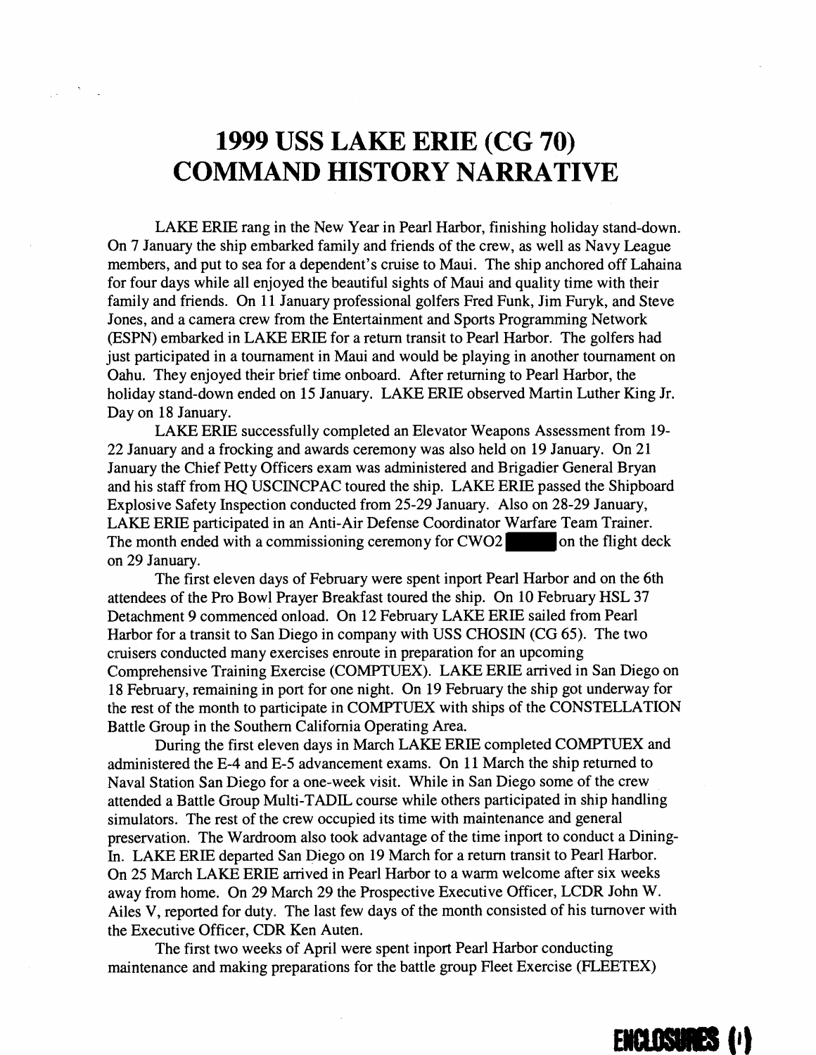# 1999 USS LAKE ERIE (CG 70) COMMAND HISTORY NARRATIVE

LAKE ERIE rang in the New Year in Pearl Harbor, finishing holiday stand-down. On 7 January the ship embarked family and friends of the crew, as well as Navy League members, and put to sea for a dependent's cruise to Maui. The ship anchored off Lahaina for four days while all enjoyed the beautiful sights of Maui and quality time with their family and friends. On 11 January professional golfers Fred Funk, Jim Furyk, and Steve Jones, and a camera crew from the Entertainment and Sports Programming Network (ESPN) embarked in LAKE ERIE for a return transit to Pearl Harbor. The golfers had just participated in a tournament in Maui and would be playing in another tournament on Oahu. They enjoyed their brief time onboard. After returning to Pearl Harbor, the holiday stand-down ended on 15 January. LAKE ERIE observed Martin Luther King Jr. Day on 18 January.

LAKE ERIE successfully completed an Elevator Weapons Assessment from 19-22 January and a frocking and awards ceremony was also held on 19 January. On 21 January the Chief Petty Officers exam was administered and Brigadier General Bryan and his staff from HQ USCINCPAC toured the ship. LAKE ERIE passed the Shipboard Explosive Safety Inspection conducted from 25-29 January. Also on 28-29 January, LAKE ERIE participated in an Anti-Air Defense Coordinator Warfare Team Trainer. The month ended with a commissioning ceremony for CWO2 ██████ on the flight deck on 29 January.

The first eleven days of February were spent inport Pearl Harbor and on the 6th attendees of the Pro Bowl Prayer Breakfast toured the ship. On 10 February HSL 37 Detachment 9 commenced onload. On 12 February LAKE ERIE sailed from Pearl Harbor for a transit to San Diego in company with USS CHOSIN (CG 65). The two cruisers conducted many exercises enroute in preparation for an upcoming Comprehensive Training Exercise (COMPTUEX). LAKE ERIE arrived in San Diego on 18 February, remaining in port for one night. On 19 February the ship got underway for the rest of the month to participate in COMPTUEX with ships of the CONSTELLATION Battle Group in the Southern California Operating Area.

During the first eleven days in March LAKE ERIE completed COMPTUEX and administered the E-4 and E-5 advancement exams. On 11 March the ship returned to Naval Station San Diego for a one-week visit. While in San Diego some of the crew attended a Battle Group Multi-TADIL course while others participated in ship handling simulators. The rest of the crew occupied its time with maintenance and general preservation. The Wardroom also took advantage of the time inport to conduct a Dining-In. LAKE ERIE departed San Diego on 19 March for a return transit to Pearl Harbor. On 25 March LAKE ERIE arrived in Pearl Harbor to a warm welcome after six weeks away from home. On 29 March 29 the Prospective Executive Officer, LCDR John W. Ailes V, reported for duty. The last few days of the month consisted of his turnover with the Executive Officer, CDR Ken Auten.

The first two weeks of April were spent inport Pearl Harbor conducting maintenance and making preparations for the battle group Fleet Exercise (FLEETEX)

ENCLOSURES (1)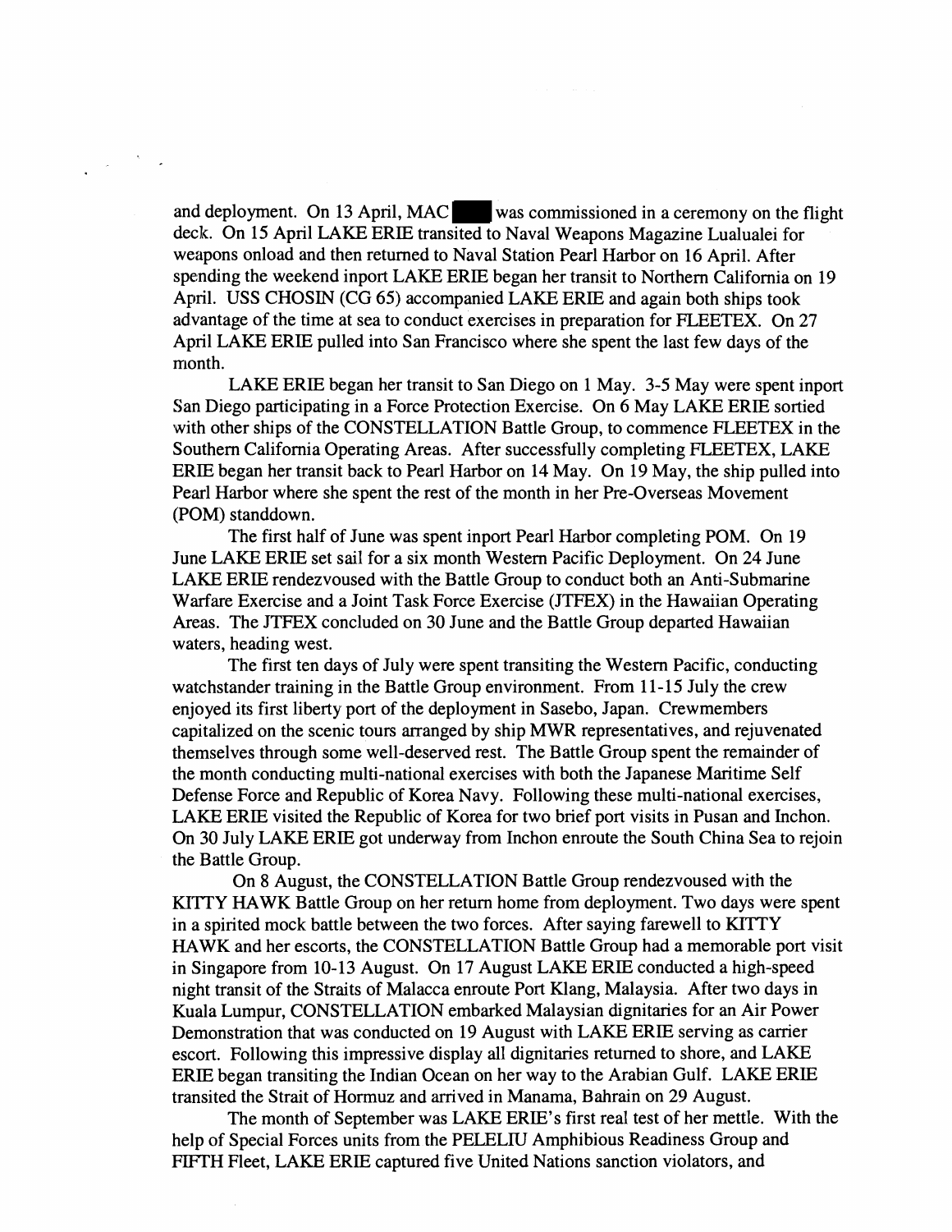and deployment. On 13 April, MAC ███ was commissioned in a ceremony on the flight deck. On 15 April LAKE ERIE transited to Naval Weapons Magazine Lualualei for weapons onload and then returned to Naval Station Pearl Harbor on 16 April. After spending the weekend inport LAKE ERIE began her transit to Northern California on 19 April. USS CHOSIN (CG 65) accompanied LAKE ERIE and again both ships took advantage of the time at sea to conduct exercises in preparation for FLEETEX. On 27 April LAKE ERIE pulled into San Francisco where she spent the last few days of the month.

LAKE ERIE began her transit to San Diego on 1 May. 3-5 May were spent inport San Diego participating in a Force Protection Exercise. On 6 May LAKE ERIE sortied with other ships of the CONSTELLATION Battle Group, to commence FLEETEX in the Southern California Operating Areas. After successfully completing FLEETEX, LAKE ERIE began her transit back to Pearl Harbor on 14 May. On 19 May, the ship pulled into Pearl Harbor where she spent the rest of the month in her Pre-Overseas Movement (POM) standdown.

The first half of June was spent inport Pearl Harbor completing POM. On 19 June LAKE ERIE set sail for a six month Western Pacific Deployment. On 24 June LAKE ERIE rendezvoused with the Battle Group to conduct both an Anti-Submarine Warfare Exercise and a Joint Task Force Exercise (JTFEX) in the Hawaiian Operating Areas. The JTFEX concluded on 30 June and the Battle Group departed Hawaiian waters, heading west.

The first ten days of July were spent transiting the Western Pacific, conducting watchstander training in the Battle Group environment. From 11-15 July the crew enjoyed its first liberty port of the deployment in Sasebo, Japan. Crewmembers capitalized on the scenic tours arranged by ship MWR representatives, and rejuvenated themselves through some well-deserved rest. The Battle Group spent the remainder of the month conducting multi-national exercises with both the Japanese Maritime Self Defense Force and Republic of Korea Navy. Following these multi-national exercises, LAKE ERIE visited the Republic of Korea for two brief port visits in Pusan and Inchon. On 30 July LAKE ERIE got underway from Inchon enroute the South China Sea to rejoin the Battle Group.

On 8 August, the CONSTELLATION Battle Group rendezvoused with the KITTY HAWK Battle Group on her return home from deployment. Two days were spent in a spirited mock battle between the two forces. After saying farewell to KITTY HAWK and her escorts, the CONSTELLATION Battle Group had a memorable port visit in Singapore from 10-13 August. On 17 August LAKE ERIE conducted a high-speed night transit of the Straits of Malacca enroute Port Klang, Malaysia. After two days in Kuala Lumpur, CONSTELLATION embarked Malaysian dignitaries for an Air Power Demonstration that was conducted on 19 August with LAKE ERIE serving as carrier escort. Following this impressive display all dignitaries returned to shore, and LAKE ERIE began transiting the Indian Ocean on her way to the Arabian Gulf. LAKE ERIE transited the Strait of Hormuz and arrived in Manama, Bahrain on 29 August.

The month of September was LAKE ERIE's first real test of her mettle. With the help of Special Forces units from the PELELIU Amphibious Readiness Group and FIFTH Fleet, LAKE ERIE captured five United Nations sanction violators, and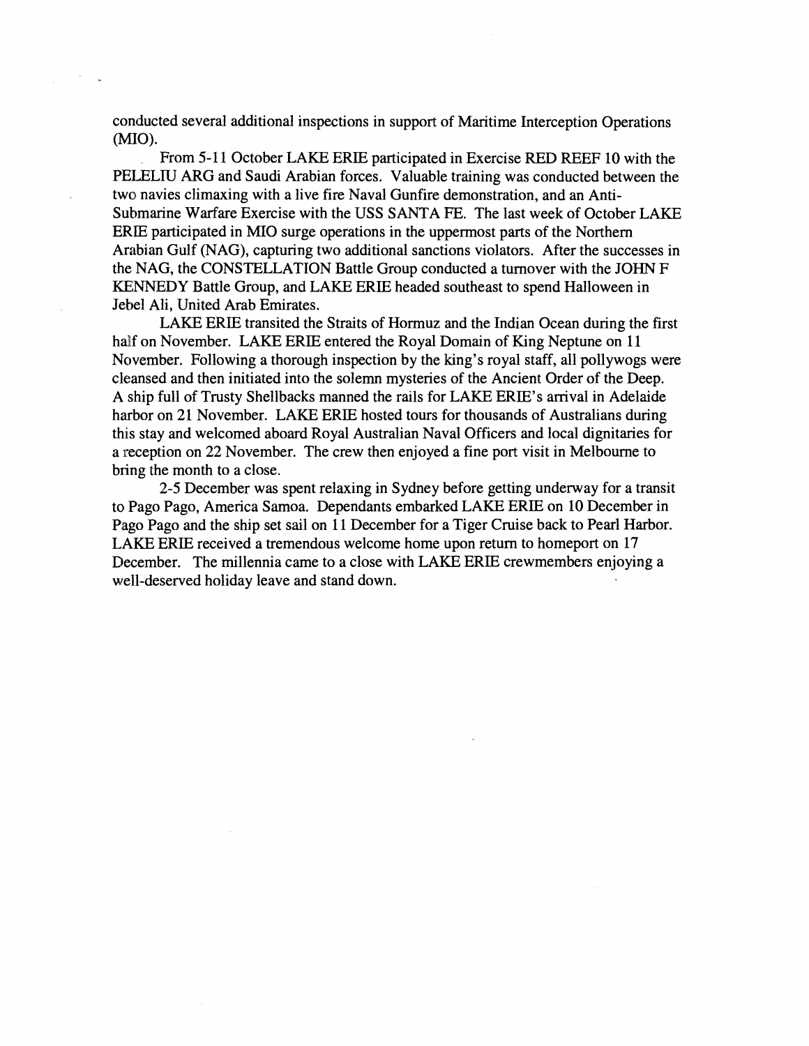conducted several additional inspections in support of Maritime Interception Operations (MIO).

From 5-11 October LAKE ERIE participated in Exercise RED REEF 10 with the PELELIU ARG and Saudi Arabian forces. Valuable training was conducted between the two navies climaxing with a live fire Naval Gunfire demonstration, and an Anti-Submarine Warfare Exercise with the USS SANTA FE. The last week of October LAKE ERIE participated in MIO surge operations in the uppermost parts of the Northern Arabian Gulf (NAG), capturing two additional sanctions violators. After the successes in the NAG, the CONSTELLATION Battle Group conducted a turnover with the JOHN F KENNEDY Battle Group, and LAKE ERIE headed southeast to spend Halloween in Jebel Ali, United Arab Emirates.

LAKE ERIE transited the Straits of Hormuz and the Indian Ocean during the first half on November. LAKE ERIE entered the Royal Domain of King Neptune on 11 November. Following a thorough inspection by the king's royal staff, all pollywogs were cleansed and then initiated into the solemn mysteries of the Ancient Order of the Deep. A ship full of Trusty Shellbacks manned the rails for LAKE ERIE's arrival in Adelaide harbor on 21 November. LAKE ERIE hosted tours for thousands of Australians during this stay and welcomed aboard Royal Australian Naval Officers and local dignitaries for a reception on 22 November. The crew then enjoyed a fine port visit in Melbourne to bring the month to a close.

2-5 December was spent relaxing in Sydney before getting underway for a transit to Pago Pago, America Samoa. Dependants embarked LAKE ERIE on 10 December in Pago Pago and the ship set sail on 11 December for a Tiger Cruise back to Pearl Harbor. LAKE ERIE received a tremendous welcome home upon return to homeport on 17 December. The millennia came to a close with LAKE ERIE crewmembers enjoying a well-deserved holiday leave and stand down.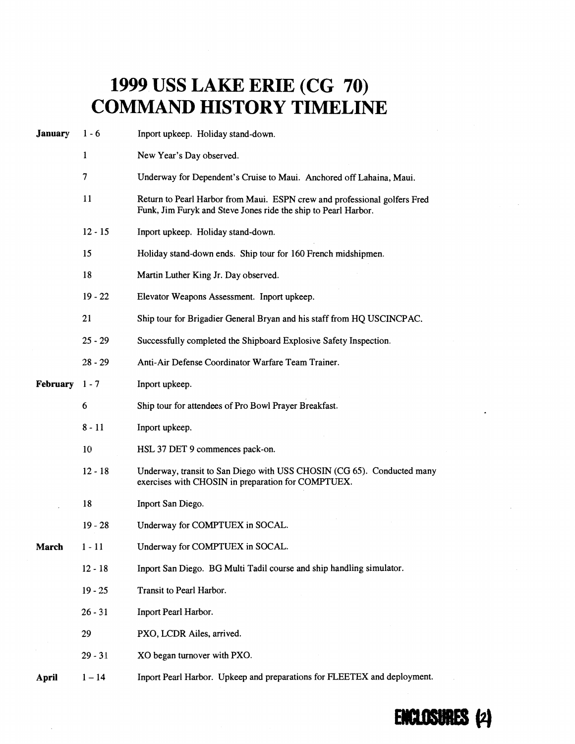# 1999 USS LAKE ERIE (CG 70) COMMAND HISTORY TIMELINE

| Month | Date | Event |
|---|---|---|
| **January** | 1 - 6 | Inport upkeep. Holiday stand-down. |
| | 1 | New Year's Day observed. |
| | 7 | Underway for Dependent's Cruise to Maui. Anchored off Lahaina, Maui. |
| | 11 | Return to Pearl Harbor from Maui. ESPN crew and professional golfers Fred Funk, Jim Furyk and Steve Jones ride the ship to Pearl Harbor. |
| | 12 - 15 | Inport upkeep. Holiday stand-down. |
| | 15 | Holiday stand-down ends. Ship tour for 160 French midshipmen. |
| | 18 | Martin Luther King Jr. Day observed. |
| | 19 - 22 | Elevator Weapons Assessment. Inport upkeep. |
| | 21 | Ship tour for Brigadier General Bryan and his staff from HQ USCINCPAC. |
| | 25 - 29 | Successfully completed the Shipboard Explosive Safety Inspection. |
| | 28 - 29 | Anti-Air Defense Coordinator Warfare Team Trainer. |
| **February** | 1 - 7 | Inport upkeep. |
| | 6 | Ship tour for attendees of Pro Bowl Prayer Breakfast. |
| | 8 - 11 | Inport upkeep. |
| | 10 | HSL 37 DET 9 commences pack-on. |
| | 12 - 18 | Underway, transit to San Diego with USS CHOSIN (CG 65). Conducted many exercises with CHOSIN in preparation for COMPTUEX. |
| | 18 | Inport San Diego. |
| | 19 - 28 | Underway for COMPTUEX in SOCAL. |
| **March** | 1 - 11 | Underway for COMPTUEX in SOCAL. |
| | 12 - 18 | Inport San Diego. BG Multi Tadil course and ship handling simulator. |
| | 19 - 25 | Transit to Pearl Harbor. |
| | 26 - 31 | Inport Pearl Harbor. |
| | 29 | PXO, LCDR Ailes, arrived. |
| | 29 - 31 | XO began turnover with PXO. |
| **April** | 1 – 14 | Inport Pearl Harbor. Upkeep and preparations for FLEETEX and deployment. |

ENCLOSURES (2)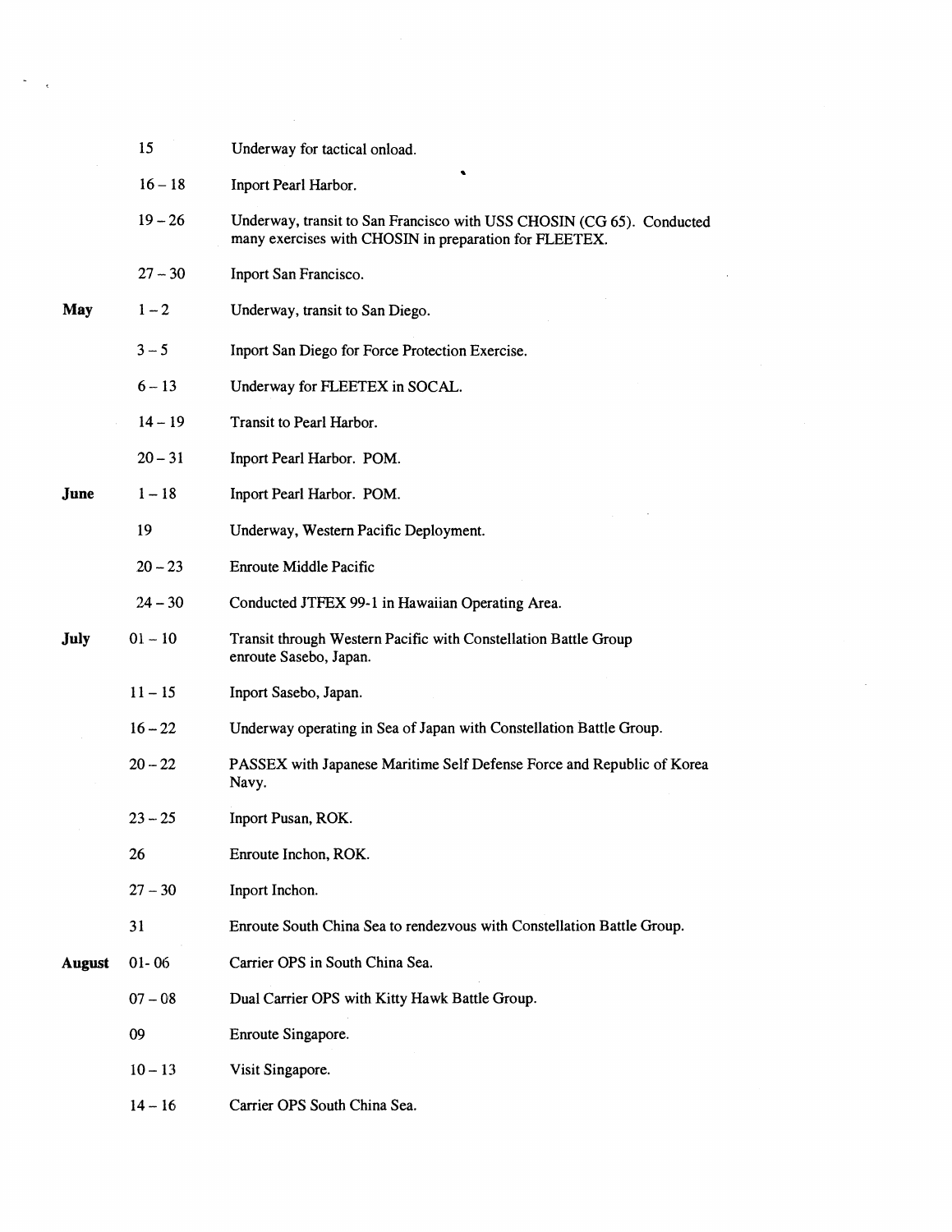| | | |
|---|---|---|
| | 15 | Underway for tactical onload. |
| | 16 – 18 | Inport Pearl Harbor. |
| | 19 – 26 | Underway, transit to San Francisco with USS CHOSIN (CG 65). Conducted many exercises with CHOSIN in preparation for FLEETEX. |
| | 27 – 30 | Inport San Francisco. |
| **May** | 1 – 2 | Underway, transit to San Diego. |
| | 3 – 5 | Inport San Diego for Force Protection Exercise. |
| | 6 – 13 | Underway for FLEETEX in SOCAL. |
| | 14 – 19 | Transit to Pearl Harbor. |
| | 20 – 31 | Inport Pearl Harbor. POM. |
| **June** | 1 – 18 | Inport Pearl Harbor. POM. |
| | 19 | Underway, Western Pacific Deployment. |
| | 20 – 23 | Enroute Middle Pacific |
| | 24 – 30 | Conducted JTFEX 99-1 in Hawaiian Operating Area. |
| **July** | 01 – 10 | Transit through Western Pacific with Constellation Battle Group enroute Sasebo, Japan. |
| | 11 – 15 | Inport Sasebo, Japan. |
| | 16 – 22 | Underway operating in Sea of Japan with Constellation Battle Group. |
| | 20 – 22 | PASSEX with Japanese Maritime Self Defense Force and Republic of Korea Navy. |
| | 23 – 25 | Inport Pusan, ROK. |
| | 26 | Enroute Inchon, ROK. |
| | 27 – 30 | Inport Inchon. |
| | 31 | Enroute South China Sea to rendezvous with Constellation Battle Group. |
| **August** | 01- 06 | Carrier OPS in South China Sea. |
| | 07 – 08 | Dual Carrier OPS with Kitty Hawk Battle Group. |
| | 09 | Enroute Singapore. |
| | 10 – 13 | Visit Singapore. |
| | 14 – 16 | Carrier OPS South China Sea. |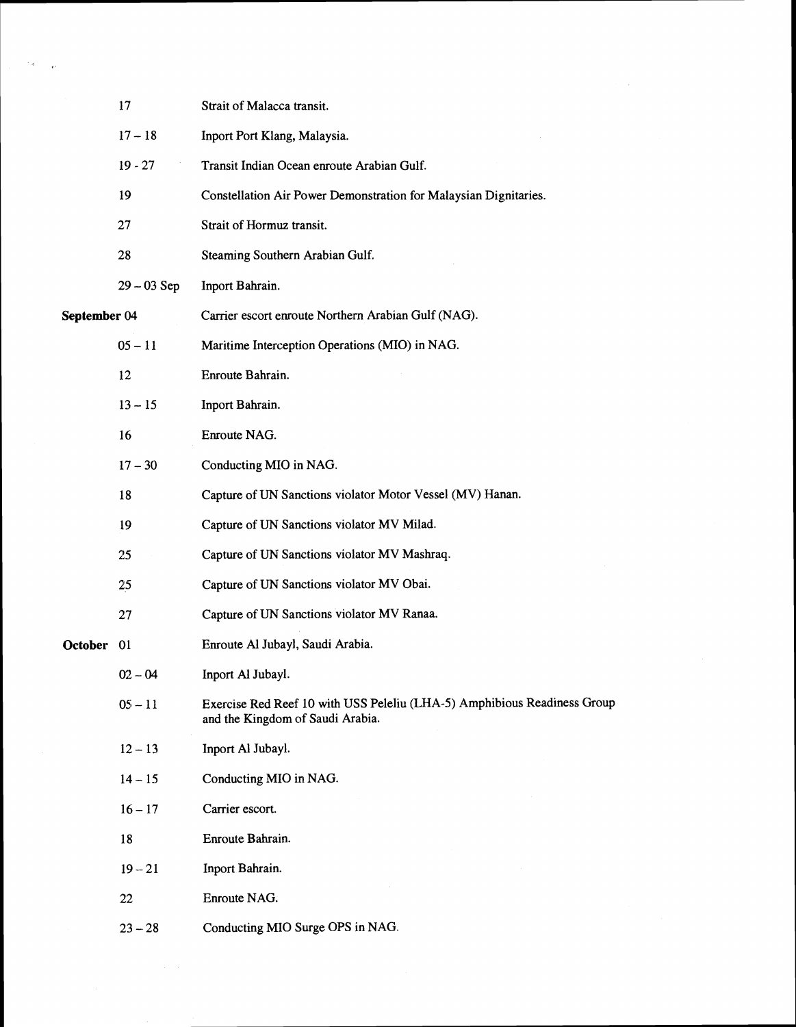| | | |
|---|---|---|
| | 17 | Strait of Malacca transit. |
| | 17 – 18 | Inport Port Klang, Malaysia. |
| | 19 - 27 | Transit Indian Ocean enroute Arabian Gulf. |
| | 19 | Constellation Air Power Demonstration for Malaysian Dignitaries. |
| | 27 | Strait of Hormuz transit. |
| | 28 | Steaming Southern Arabian Gulf. |
| | 29 – 03 Sep | Inport Bahrain. |
| **September** | 04 | Carrier escort enroute Northern Arabian Gulf (NAG). |
| | 05 – 11 | Maritime Interception Operations (MIO) in NAG. |
| | 12 | Enroute Bahrain. |
| | 13 – 15 | Inport Bahrain. |
| | 16 | Enroute NAG. |
| | 17 – 30 | Conducting MIO in NAG. |
| | 18 | Capture of UN Sanctions violator Motor Vessel (MV) Hanan. |
| | 19 | Capture of UN Sanctions violator MV Milad. |
| | 25 | Capture of UN Sanctions violator MV Mashraq. |
| | 25 | Capture of UN Sanctions violator MV Obai. |
| | 27 | Capture of UN Sanctions violator MV Ranaa. |
| **October** | 01 | Enroute Al Jubayl, Saudi Arabia. |
| | 02 – 04 | Inport Al Jubayl. |
| | 05 – 11 | Exercise Red Reef 10 with USS Peleliu (LHA-5) Amphibious Readiness Group and the Kingdom of Saudi Arabia. |
| | 12 – 13 | Inport Al Jubayl. |
| | 14 – 15 | Conducting MIO in NAG. |
| | 16 – 17 | Carrier escort. |
| | 18 | Enroute Bahrain. |
| | 19 – 21 | Inport Bahrain. |
| | 22 | Enroute NAG. |
| | 23 – 28 | Conducting MIO Surge OPS in NAG. |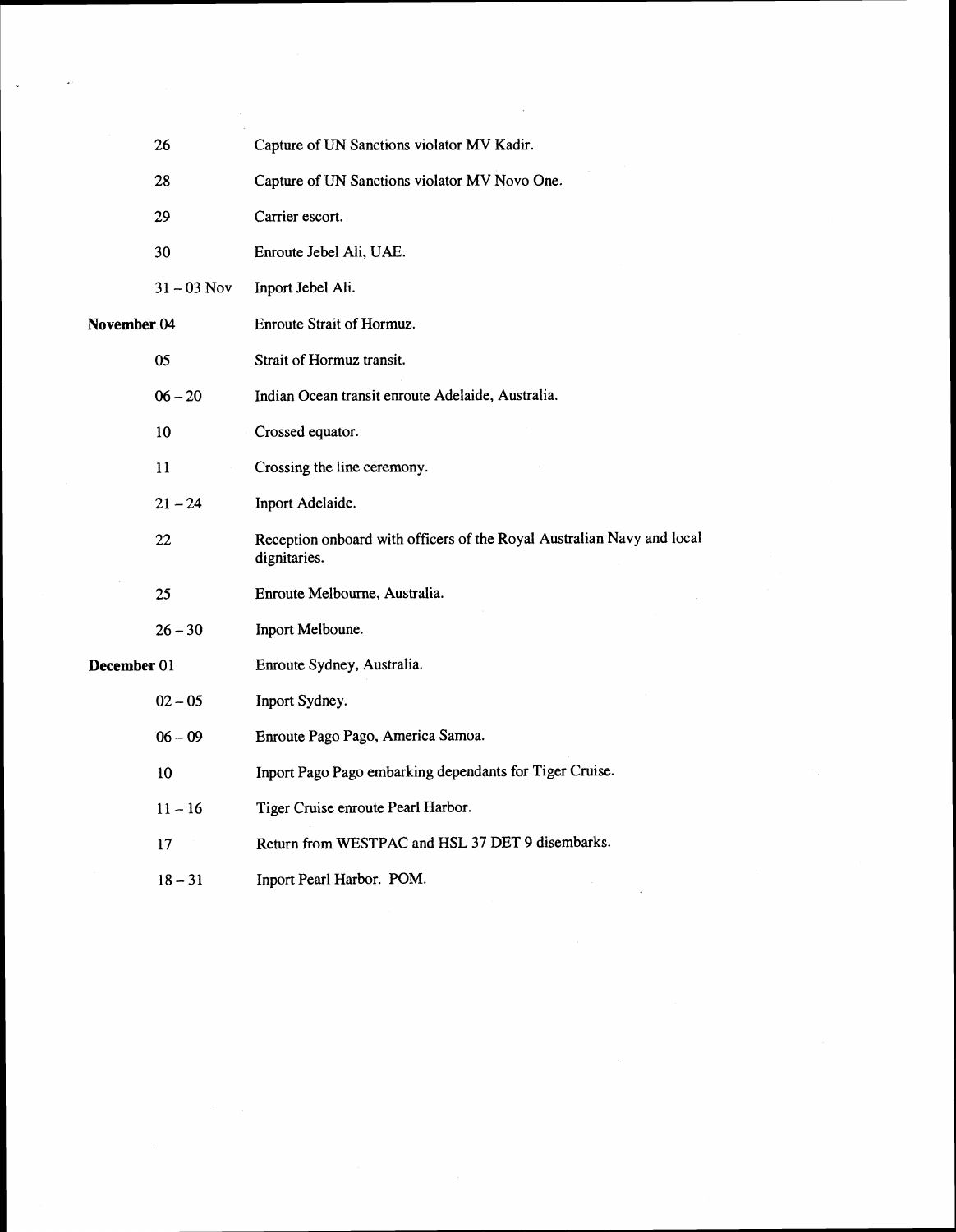| | |
|---|---|
| 26 | Capture of UN Sanctions violator MV Kadir. |
| 28 | Capture of UN Sanctions violator MV Novo One. |
| 29 | Carrier escort. |
| 30 | Enroute Jebel Ali, UAE. |
| 31 – 03 Nov | Inport Jebel Ali. |
| **November** 04 | Enroute Strait of Hormuz. |
| 05 | Strait of Hormuz transit. |
| 06 – 20 | Indian Ocean transit enroute Adelaide, Australia. |
| 10 | Crossed equator. |
| 11 | Crossing the line ceremony. |
| 21 – 24 | Inport Adelaide. |
| 22 | Reception onboard with officers of the Royal Australian Navy and local dignitaries. |
| 25 | Enroute Melbourne, Australia. |
| 26 – 30 | Inport Melboune. |
| **December** 01 | Enroute Sydney, Australia. |
| 02 – 05 | Inport Sydney. |
| 06 – 09 | Enroute Pago Pago, America Samoa. |
| 10 | Inport Pago Pago embarking dependants for Tiger Cruise. |
| 11 – 16 | Tiger Cruise enroute Pearl Harbor. |
| 17 | Return from WESTPAC and HSL 37 DET 9 disembarks. |
| 18 – 31 | Inport Pearl Harbor. POM. |